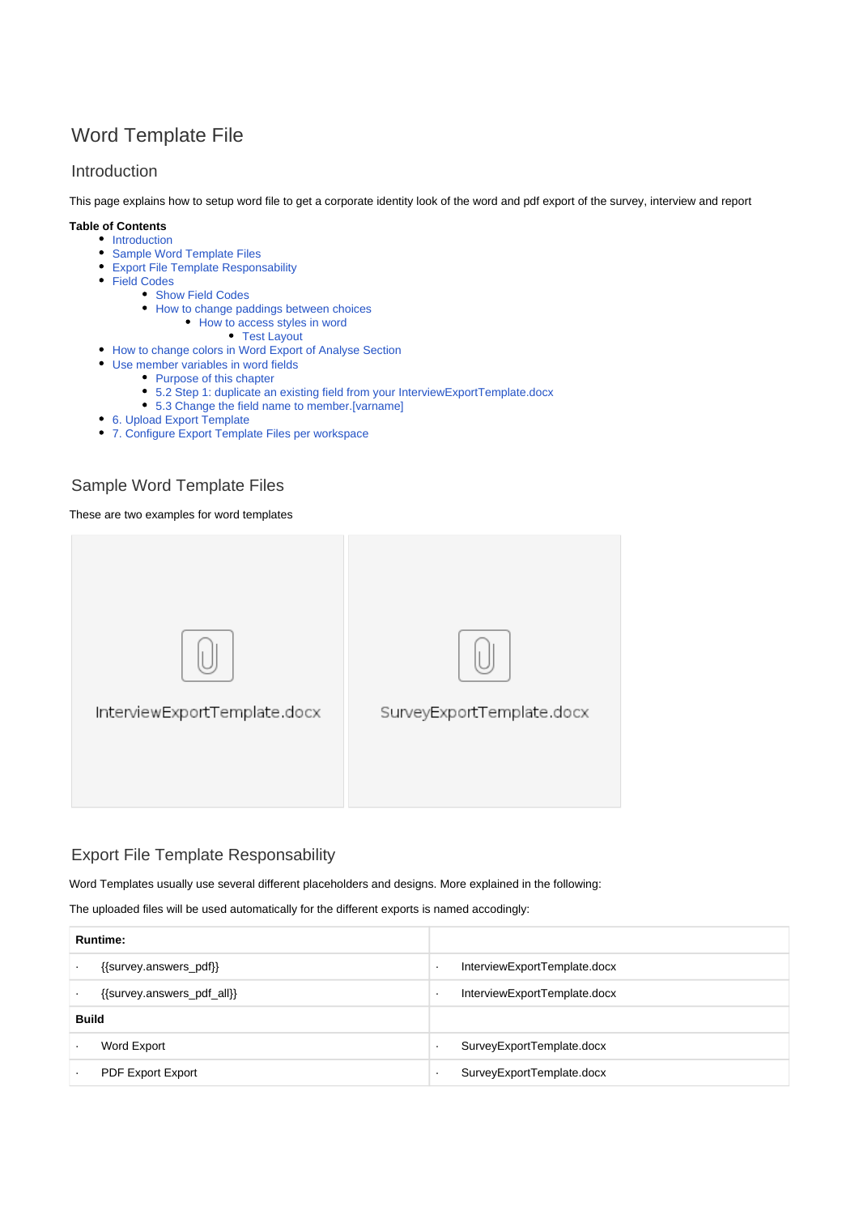# Word Template File

## Introduction

This page explains how to setup word file to get a corporate identity look of the word and pdf export of the survey, interview and report

**Table of Contents**

- Introduction
- Sample Word Template Files
- Export File Template Responsability
- Field Codes
  - Show Field Codes
  - How to change paddings between choices
    - How to access styles in word
      - Test Layout
- How to change colors in Word Export of Analyse Section
- Use member variables in word fields
  - Purpose of this chapter
  - 5.2 Step 1: duplicate an existing field from your InterviewExportTemplate.docx
  - 5.3 Change the field name to member.[varname]
- 6. Upload Export Template
- 7. Configure Export Template Files per workspace

## Sample Word Template Files

These are two examples for word templates

InterviewExportTemplate.docx

SurveyExportTemplate.docx

## Export File Template Responsability

Word Templates usually use several different placeholders and designs. More explained in the following:

The uploaded files will be used automatically for the different exports is named accodingly:

| **Runtime:** | |
|---|---|
| · {{survey.answers_pdf}} | · InterviewExportTemplate.docx |
| · {{survey.answers_pdf_all}} | · InterviewExportTemplate.docx |
| **Build** | |
| · Word Export | · SurveyExportTemplate.docx |
| · PDF Export Export | · SurveyExportTemplate.docx |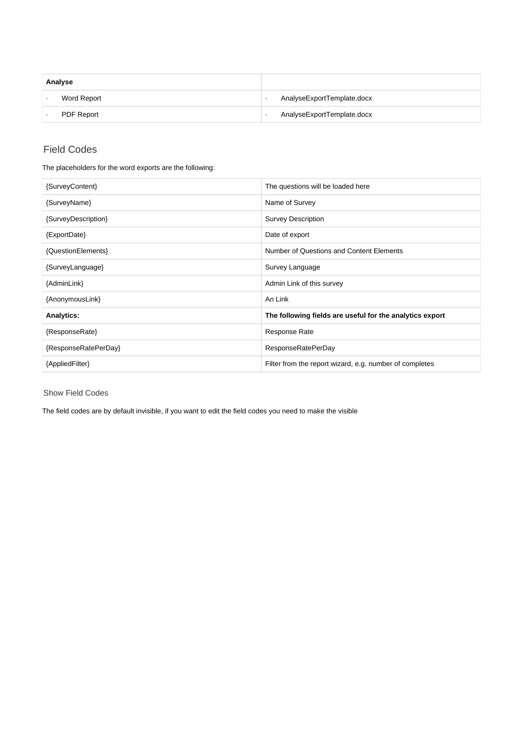| Analyse | |
|---|---|
| · Word Report | · AnalyseExportTemplate.docx |
| · PDF Report | · AnalyseExportTemplate.docx |

## Field Codes

The placeholders for the word exports are the following:

| | |
|---|---|
| {SurveyContent} | The questions will be loaded here |
| {SurveyName} | Name of Survey |
| {SurveyDescription} | Survey Description |
| {ExportDate} | Date of export |
| {QuestionElements} | Number of Questions and Content Elements |
| {SurveyLanguage} | Survey Language |
| {AdminLink} | Admin Link of this survey |
| {AnonymousLink} | An Link |
| **Analytics:** | **The following fields are useful for the analytics export** |
| {ResponseRate} | Response Rate |
| {ResponseRatePerDay} | ResponseRatePerDay |
| {AppliedFilter} | Filter from the report wizard, e.g. number of completes |

### Show Field Codes

The field codes are by default invisible, if you want to edit the field codes you need to make the visible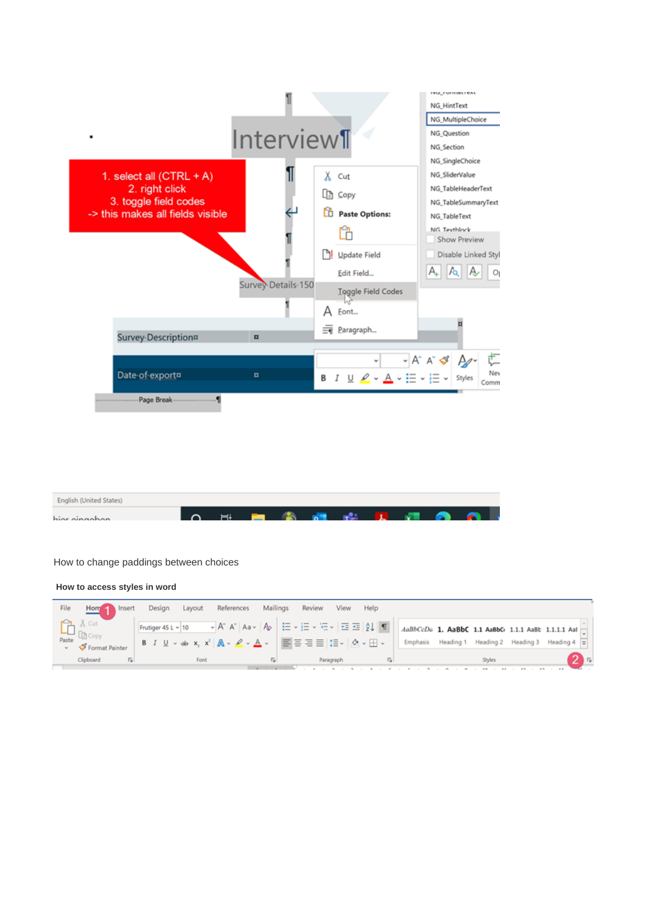How to change paddings between choices

**How to access styles in word**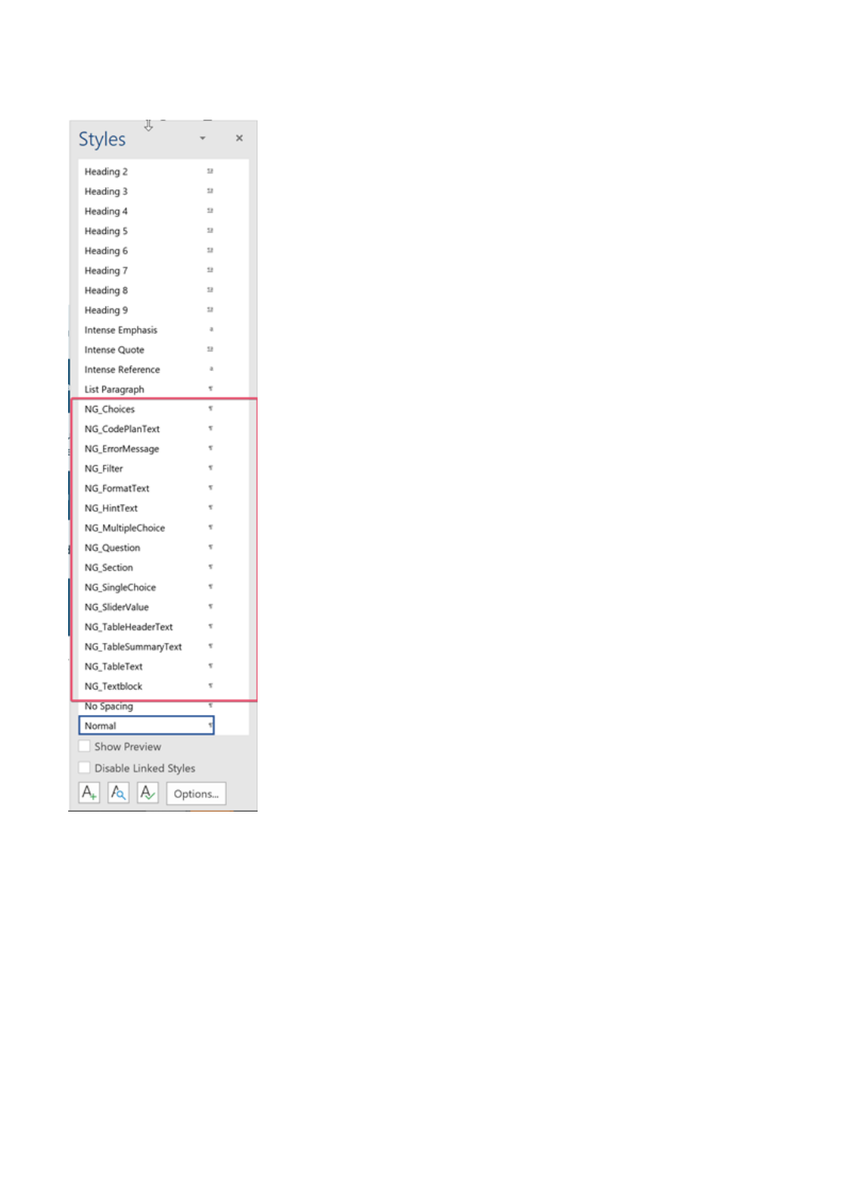Styles

Heading 2
Heading 3
Heading 4
Heading 5
Heading 6
Heading 7
Heading 8
Heading 9
Intense Emphasis
Intense Quote
Intense Reference
List Paragraph
NG_Choices
NG_CodePlanText
NG_ErrorMessage
NG_Filter
NG_FormatText
NG_HintText
NG_MultipleChoice
NG_Question
NG_Section
NG_SingleChoice
NG_SliderValue
NG_TableHeaderText
NG_TableSummaryText
NG_TableText
NG_Textblock
No Spacing
Normal

Show Preview

Disable Linked Styles

Options...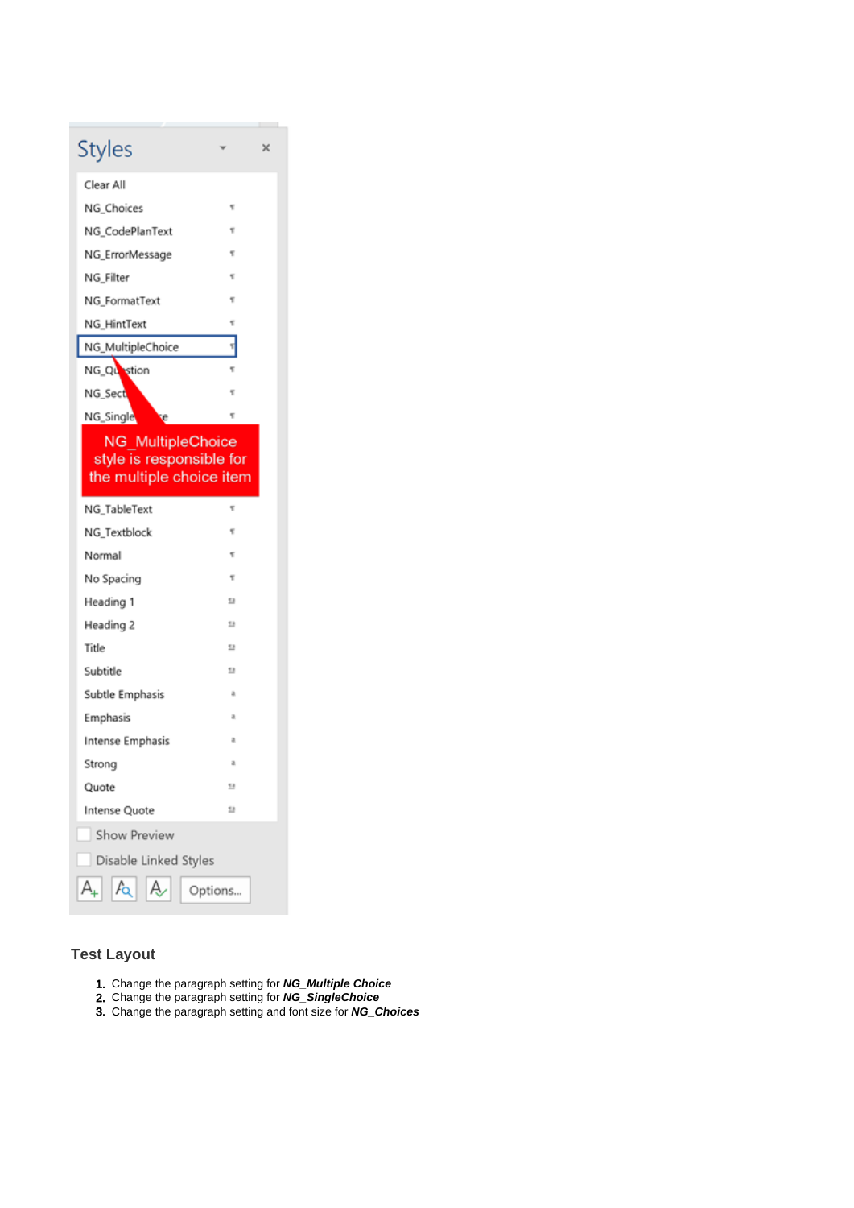## Test Layout

1. Change the paragraph setting for ***NG_Multiple Choice***
2. Change the paragraph setting for ***NG_SingleChoice***
3. Change the paragraph setting and font size for ***NG_Choices***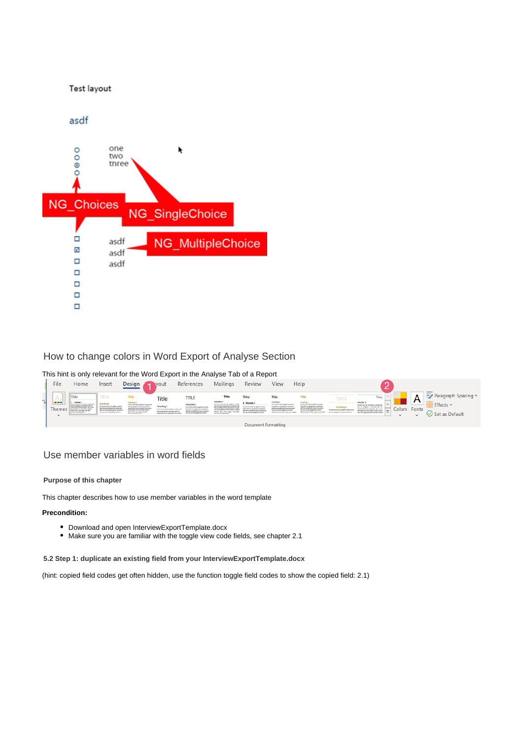Test layout

asdf

one
two
three

NG_Choices

NG_SingleChoice

asdf
asdf
asdf

NG_MultipleChoice

## How to change colors in Word Export of Analyse Section

This hint is only relevant for the Word Export in the Analyse Tab of a Report

## Use member variables in word fields

#### Purpose of this chapter

This chapter describes how to use member variables in the word template

**Precondition:**

- Download and open InterviewExportTemplate.docx
- Make sure you are familiar with the toggle view code fields, see chapter 2.1

#### 5.2 Step 1: duplicate an existing field from your InterviewExportTemplate.docx

(hint: copied field codes get often hidden, use the function toggle field codes to show the copied field: 2.1)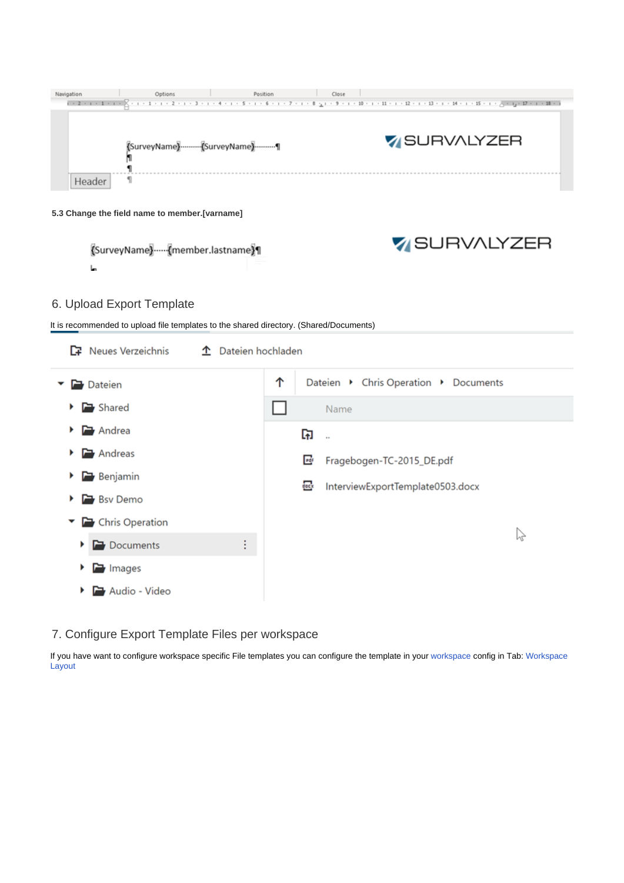**5.3 Change the field name to member.[varname]**

## 6. Upload Export Template

It is recommended to upload file templates to the shared directory. (Shared/Documents)

## 7. Configure Export Template Files per workspace

If you have want to configure workspace specific File templates you can configure the template in your workspace config in Tab: Workspace Layout